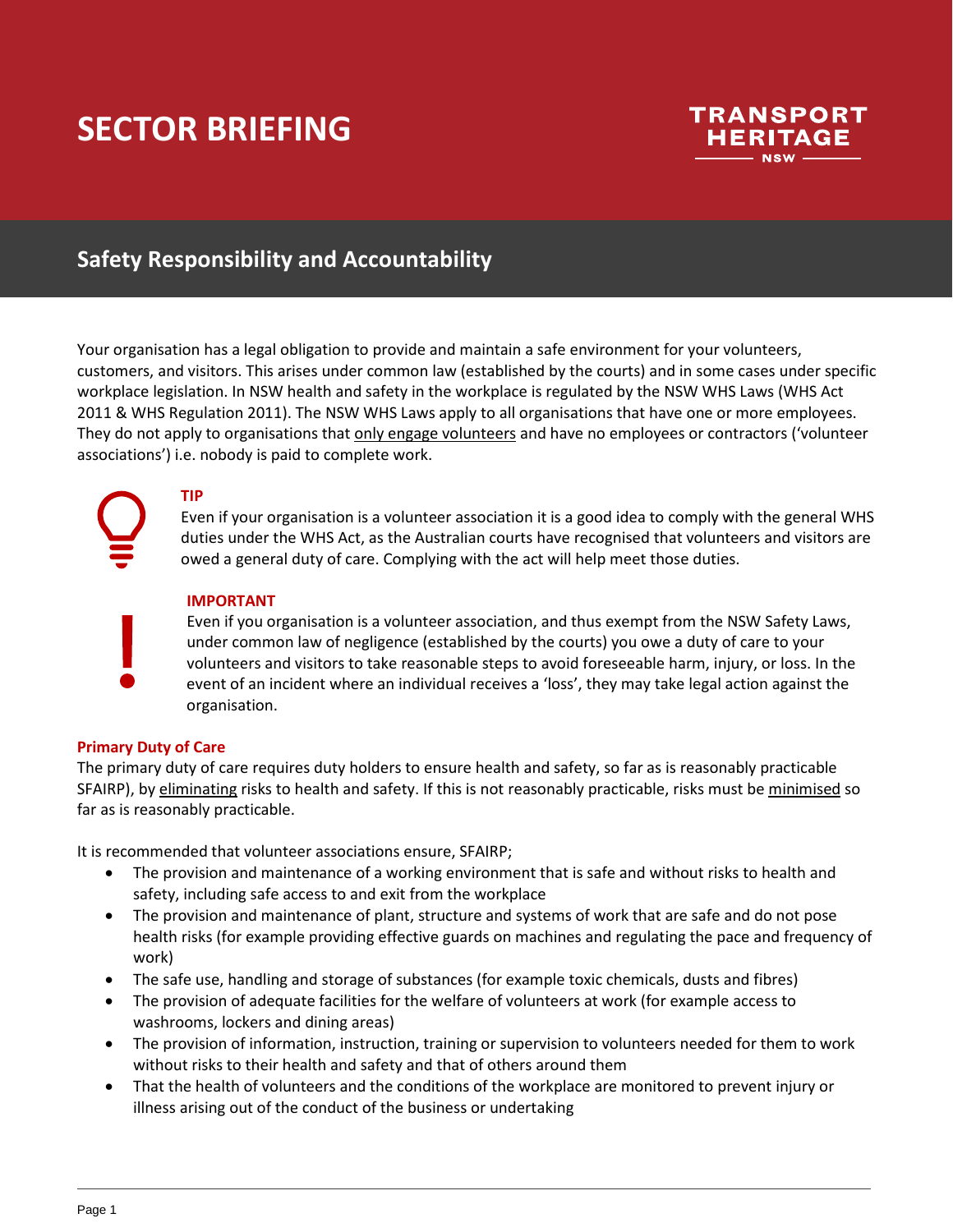# SECTOR BRIEFING

TRANSPORT HERITAGE NSW

## Safety Responsibility and Accountability

Your organisation has a legal obligation to provide and maintain a safe environment for your volunteers, customers, and visitors. This arises under common law (established by the courts) and in some cases under specific workplace legislation. In NSW health and safety in the workplace is regulated by the NSW WHS Laws (WHS Act 2011 & WHS Regulation 2011). The NSW WHS Laws apply to all organisations that have one or more employees. They do not apply to organisations that only engage volunteers and have no employees or contractors ('volunteer associations') i.e. nobody is paid to complete work.

**TIP**

Even if your organisation is a volunteer association it is a good idea to comply with the general WHS duties under the WHS Act, as the Australian courts have recognised that volunteers and visitors are owed a general duty of care. Complying with the act will help meet those duties.

**IMPORTANT**

Even if you organisation is a volunteer association, and thus exempt from the NSW Safety Laws, under common law of negligence (established by the courts) you owe a duty of care to your volunteers and visitors to take reasonable steps to avoid foreseeable harm, injury, or loss. In the event of an incident where an individual receives a 'loss', they may take legal action against the organisation.

### Primary Duty of Care

The primary duty of care requires duty holders to ensure health and safety, so far as is reasonably practicable SFAIRP), by eliminating risks to health and safety. If this is not reasonably practicable, risks must be minimised so far as is reasonably practicable.

It is recommended that volunteer associations ensure, SFAIRP;

- The provision and maintenance of a working environment that is safe and without risks to health and safety, including safe access to and exit from the workplace
- The provision and maintenance of plant, structure and systems of work that are safe and do not pose health risks (for example providing effective guards on machines and regulating the pace and frequency of work)
- The safe use, handling and storage of substances (for example toxic chemicals, dusts and fibres)
- The provision of adequate facilities for the welfare of volunteers at work (for example access to washrooms, lockers and dining areas)
- The provision of information, instruction, training or supervision to volunteers needed for them to work without risks to their health and safety and that of others around them
- That the health of volunteers and the conditions of the workplace are monitored to prevent injury or illness arising out of the conduct of the business or undertaking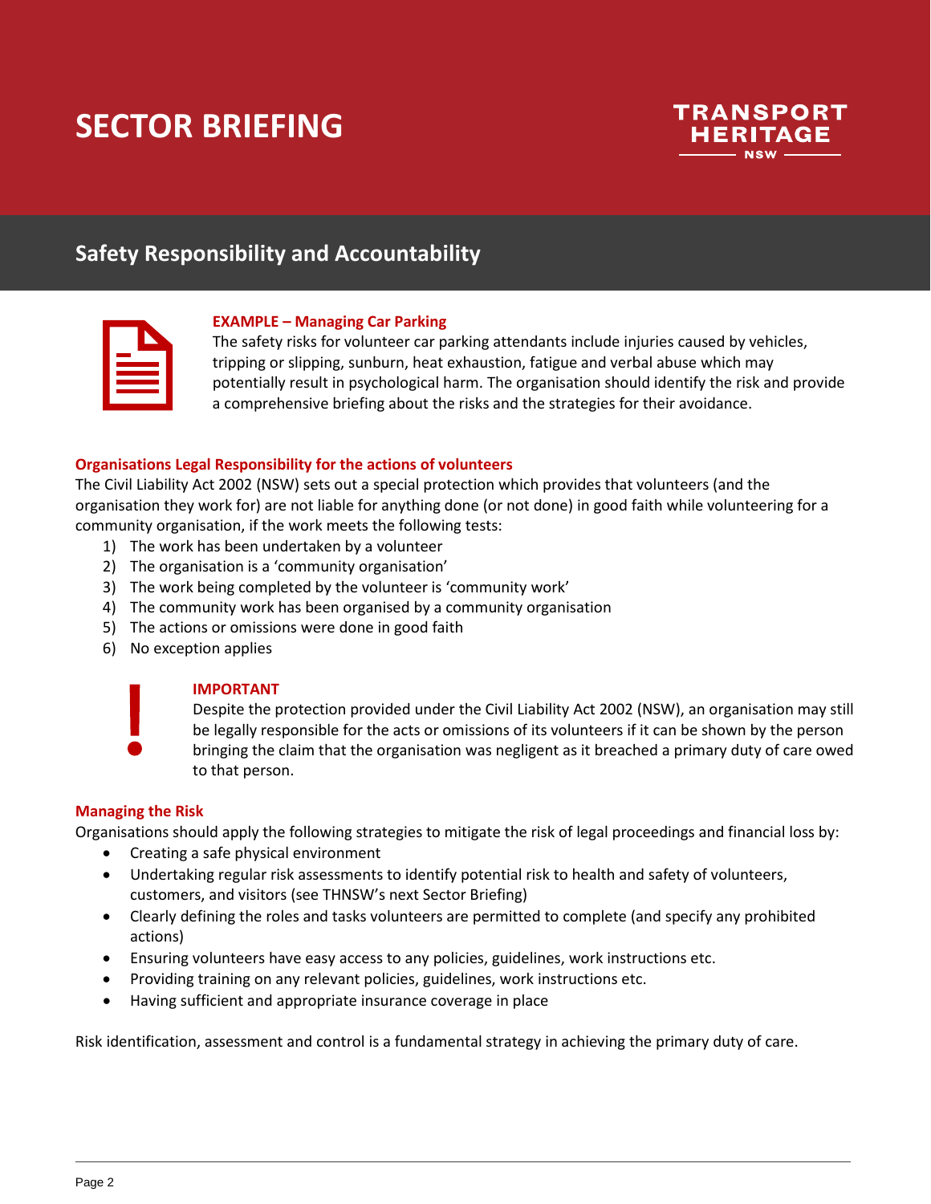# SECTOR BRIEFING

TRANSPORT HERITAGE NSW

## Safety Responsibility and Accountability

**EXAMPLE – Managing Car Parking**

The safety risks for volunteer car parking attendants include injuries caused by vehicles, tripping or slipping, sunburn, heat exhaustion, fatigue and verbal abuse which may potentially result in psychological harm. The organisation should identify the risk and provide a comprehensive briefing about the risks and the strategies for their avoidance.

### Organisations Legal Responsibility for the actions of volunteers

The Civil Liability Act 2002 (NSW) sets out a special protection which provides that volunteers (and the organisation they work for) are not liable for anything done (or not done) in good faith while volunteering for a community organisation, if the work meets the following tests:

1) The work has been undertaken by a volunteer
2) The organisation is a 'community organisation'
3) The work being completed by the volunteer is 'community work'
4) The community work has been organised by a community organisation
5) The actions or omissions were done in good faith
6) No exception applies

**IMPORTANT**

Despite the protection provided under the Civil Liability Act 2002 (NSW), an organisation may still be legally responsible for the acts or omissions of its volunteers if it can be shown by the person bringing the claim that the organisation was negligent as it breached a primary duty of care owed to that person.

### Managing the Risk

Organisations should apply the following strategies to mitigate the risk of legal proceedings and financial loss by:

- Creating a safe physical environment
- Undertaking regular risk assessments to identify potential risk to health and safety of volunteers, customers, and visitors (see THNSW's next Sector Briefing)
- Clearly defining the roles and tasks volunteers are permitted to complete (and specify any prohibited actions)
- Ensuring volunteers have easy access to any policies, guidelines, work instructions etc.
- Providing training on any relevant policies, guidelines, work instructions etc.
- Having sufficient and appropriate insurance coverage in place

Risk identification, assessment and control is a fundamental strategy in achieving the primary duty of care.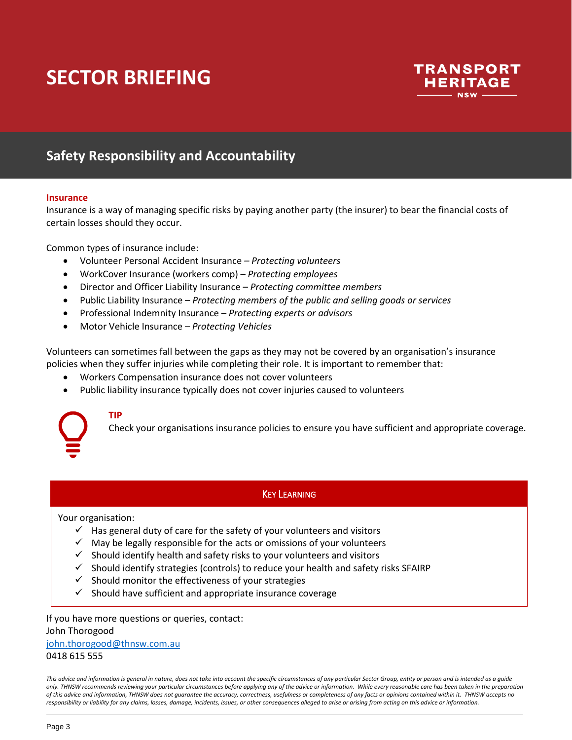# SECTOR BRIEFING

TRANSPORT HERITAGE NSW

## Safety Responsibility and Accountability

### Insurance

Insurance is a way of managing specific risks by paying another party (the insurer) to bear the financial costs of certain losses should they occur.

Common types of insurance include:

- Volunteer Personal Accident Insurance – *Protecting volunteers*
- WorkCover Insurance (workers comp) – *Protecting employees*
- Director and Officer Liability Insurance – *Protecting committee members*
- Public Liability Insurance – *Protecting members of the public and selling goods or services*
- Professional Indemnity Insurance – *Protecting experts or advisors*
- Motor Vehicle Insurance – *Protecting Vehicles*

Volunteers can sometimes fall between the gaps as they may not be covered by an organisation's insurance policies when they suffer injuries while completing their role. It is important to remember that:

- Workers Compensation insurance does not cover volunteers
- Public liability insurance typically does not cover injuries caused to volunteers

**TIP**

Check your organisations insurance policies to ensure you have sufficient and appropriate coverage.

### Key Learning

Your organisation:

- ✓ Has general duty of care for the safety of your volunteers and visitors
- ✓ May be legally responsible for the acts or omissions of your volunteers
- ✓ Should identify health and safety risks to your volunteers and visitors
- ✓ Should identify strategies (controls) to reduce your health and safety risks SFAIRP
- ✓ Should monitor the effectiveness of your strategies
- ✓ Should have sufficient and appropriate insurance coverage

If you have more questions or queries, contact:
John Thorogood
john.thorogood@thnsw.com.au
0418 615 555

*This advice and information is general in nature, does not take into account the specific circumstances of any particular Sector Group, entity or person and is intended as a guide only. THNSW recommends reviewing your particular circumstances before applying any of the advice or information. While every reasonable care has been taken in the preparation of this advice and information, THNSW does not guarantee the accuracy, correctness, usefulness or completeness of any facts or opinions contained within it. THNSW accepts no responsibility or liability for any claims, losses, damage, incidents, issues, or other consequences alleged to arise or arising from acting on this advice or information.*